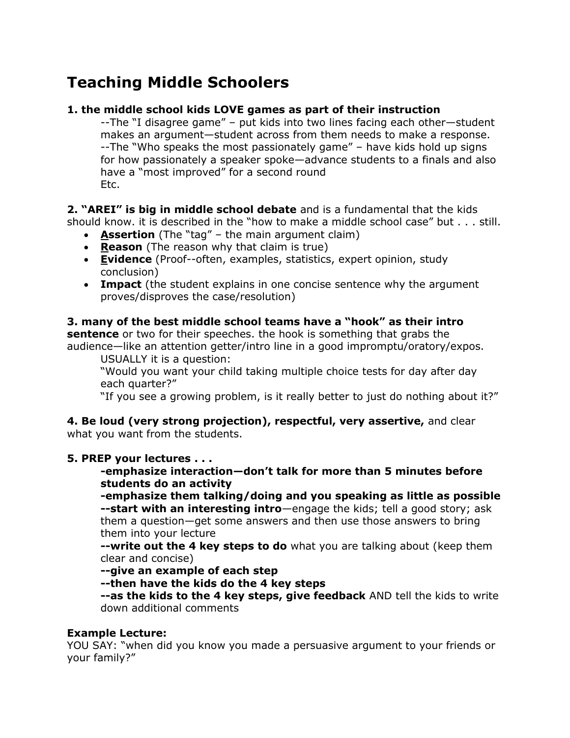# Teaching Middle Schoolers

**1. the middle school kids LOVE games as part of their instruction**

--The "I disagree game" – put kids into two lines facing each other—student makes an argument—student across from them needs to make a response.
--The "Who speaks the most passionately game" – have kids hold up signs for how passionately a speaker spoke—advance students to a finals and also have a "most improved" for a second round
Etc.

**2. "AREI" is big in middle school debate** and is a fundamental that the kids should know. it is described in the "how to make a middle school case" but . . . still.

- **<u>A</u>ssertion** (The "tag" – the main argument claim)
- **<u>R</u>eason** (The reason why that claim is true)
- **<u>E</u>vidence** (Proof--often, examples, statistics, expert opinion, study conclusion)
- **Impact** (the student explains in one concise sentence why the argument proves/disproves the case/resolution)

**3. many of the best middle school teams have a "hook" as their intro sentence** or two for their speeches. the hook is something that grabs the audience—like an attention getter/intro line in a good impromptu/oratory/expos.

USUALLY it is a question:
"Would you want your child taking multiple choice tests for day after day each quarter?"
"If you see a growing problem, is it really better to just do nothing about it?"

**4. Be loud (very strong projection), respectful, very assertive,** and clear what you want from the students.

**5. PREP your lectures . . .**

**-emphasize interaction—don't talk for more than 5 minutes before students do an activity**
**-emphasize them talking/doing and you speaking as little as possible**
**--start with an interesting intro**—engage the kids; tell a good story; ask them a question—get some answers and then use those answers to bring them into your lecture
**--write out the 4 key steps to do** what you are talking about (keep them clear and concise)
**--give an example of each step**
**--then have the kids do the 4 key steps**
**--as the kids to the 4 key steps, give feedback** AND tell the kids to write down additional comments

**Example Lecture:**
YOU SAY: "when did you know you made a persuasive argument to your friends or your family?"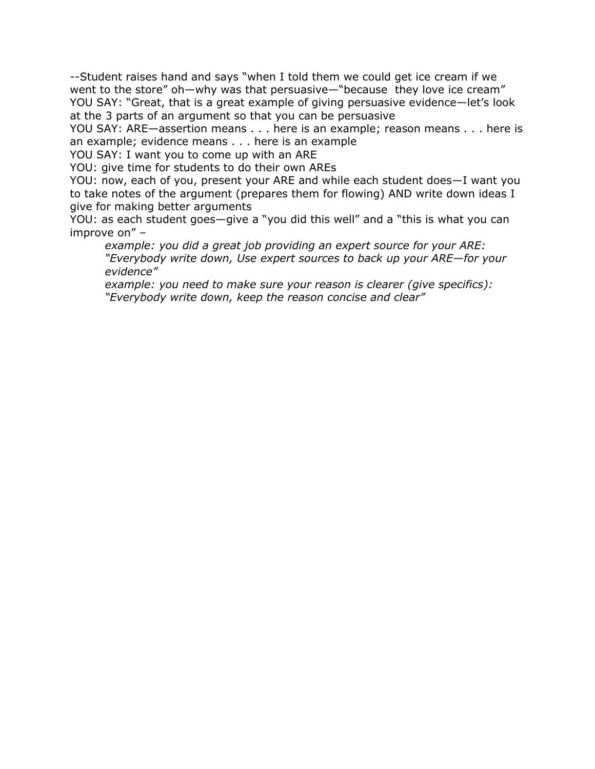--Student raises hand and says "when I told them we could get ice cream if we went to the store" oh—why was that persuasive—"because  they love ice cream"
YOU SAY: "Great, that is a great example of giving persuasive evidence—let's look at the 3 parts of an argument so that you can be persuasive
YOU SAY: ARE—assertion means . . . here is an example; reason means . . . here is an example; evidence means . . . here is an example
YOU SAY: I want you to come up with an ARE
YOU: give time for students to do their own AREs
YOU: now, each of you, present your ARE and while each student does—I want you to take notes of the argument (prepares them for flowing) AND write down ideas I give for making better arguments
YOU: as each student goes—give a "you did this well" and a "this is what you can improve on" –

> *example: you did a great job providing an expert source for your ARE: "Everybody write down, Use expert sources to back up your ARE—for your evidence"*
>
> *example: you need to make sure your reason is clearer (give specifics): "Everybody write down, keep the reason concise and clear"*